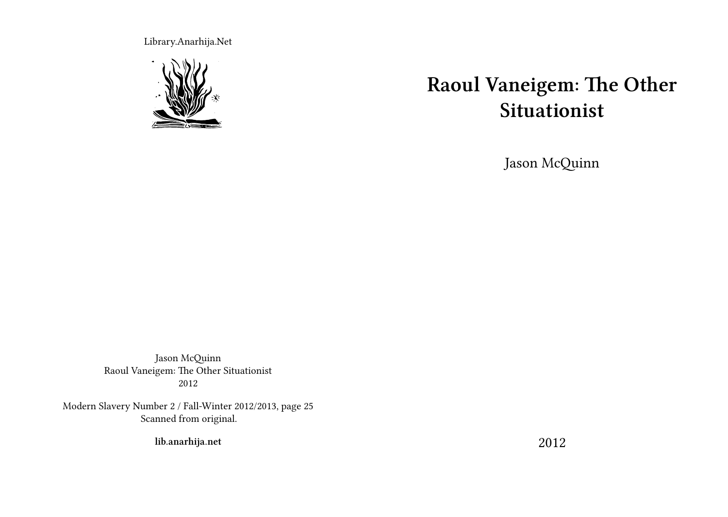Library.Anarhija.Net

# Raoul Vaneigem: The Other Situationist

Jason McQuinn

2012

Jason McQuinn
Raoul Vaneigem: The Other Situationist
2012

Modern Slavery Number 2 / Fall-Winter 2012/2013, page 25
Scanned from original.

**lib.anarhija.net**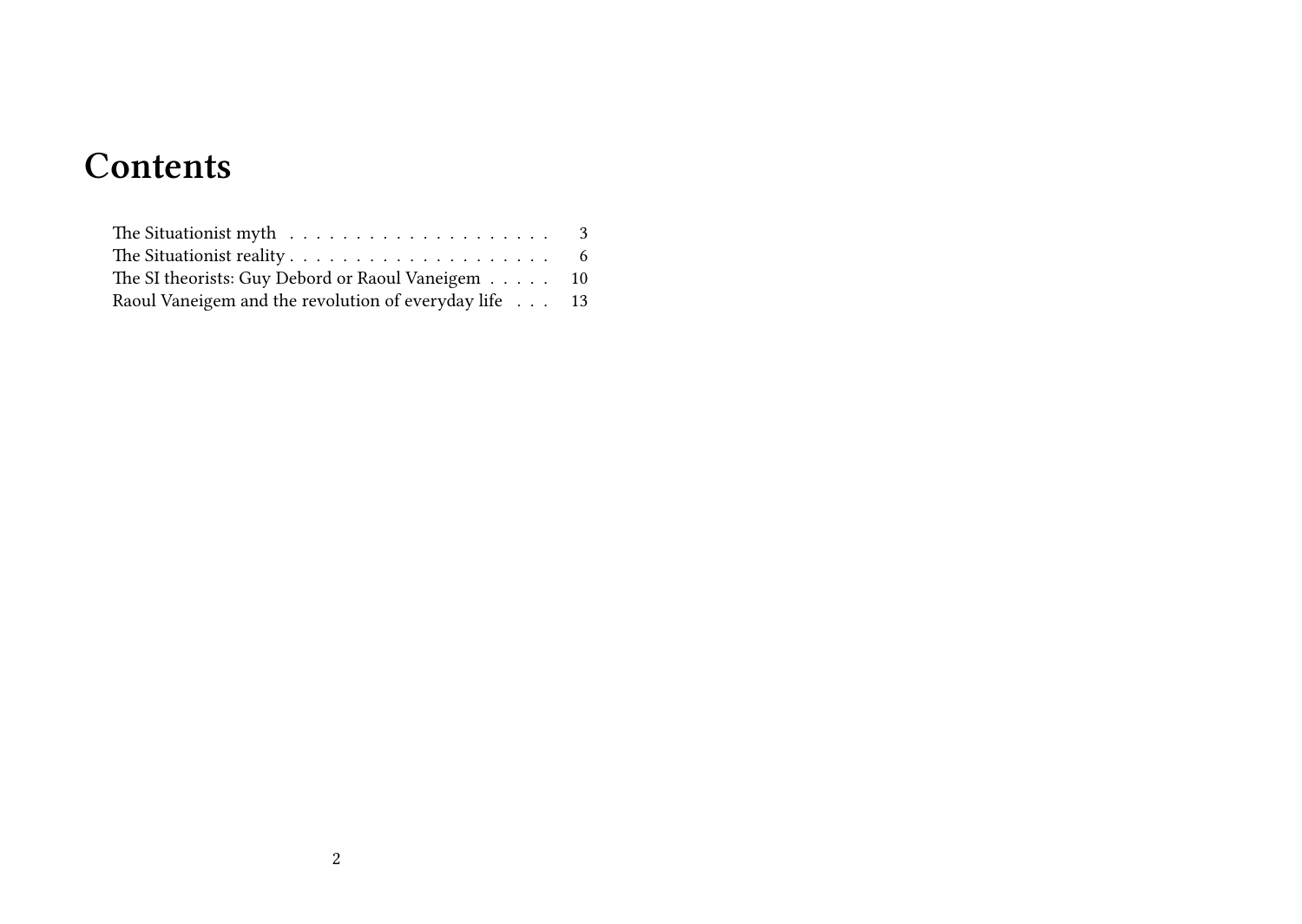# Contents

The Situationist myth . . . . . . . . . . . . . . . . . . . . 3
The Situationist reality . . . . . . . . . . . . . . . . . . . . 6
The SI theorists: Guy Debord or Raoul Vaneigem . . . . . 10
Raoul Vaneigem and the revolution of everyday life . . . 13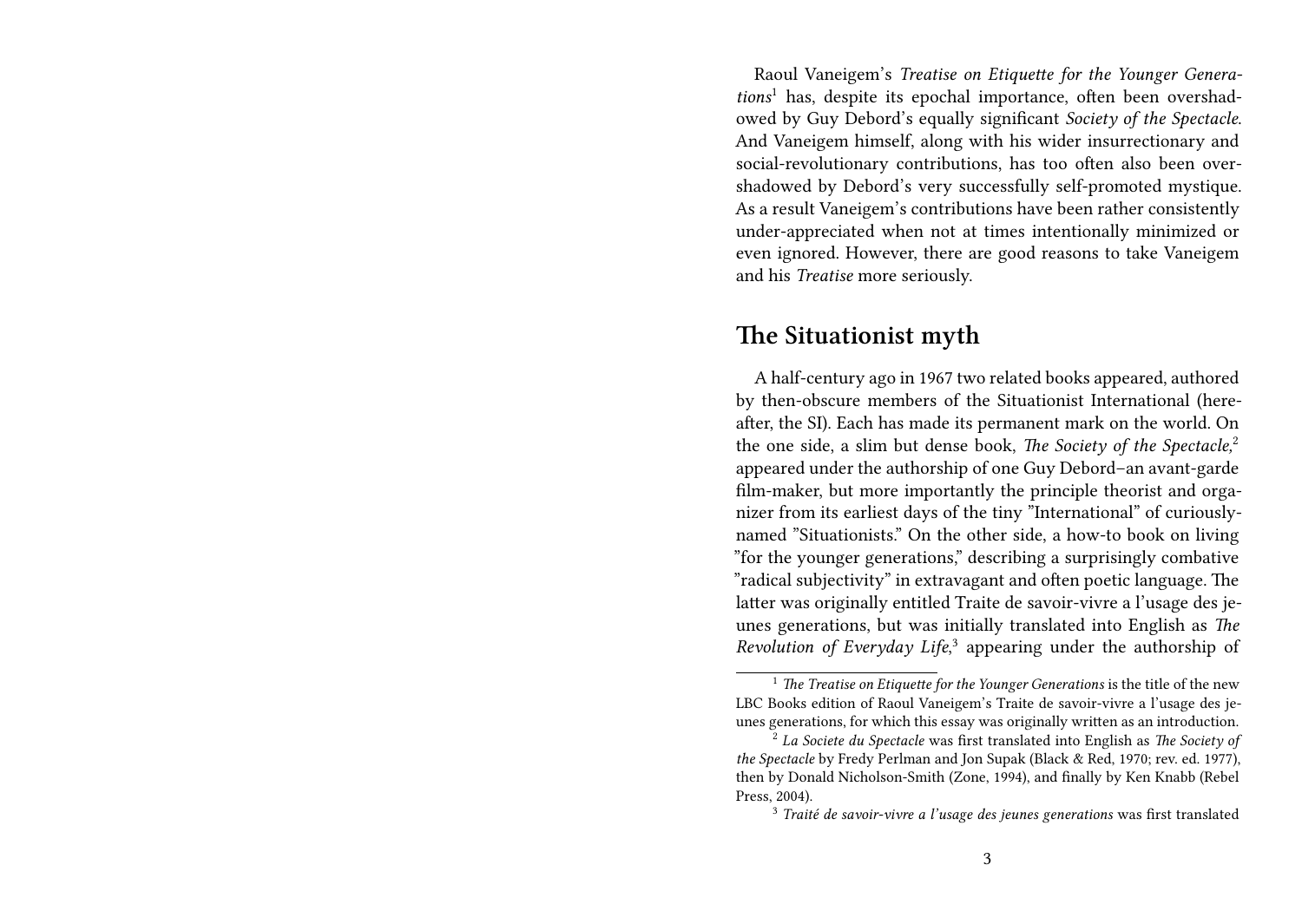Raoul Vaneigem's *Treatise on Etiquette for the Younger Generations*[1] has, despite its epochal importance, often been overshadowed by Guy Debord's equally significant *Society of the Spectacle*. And Vaneigem himself, along with his wider insurrectionary and social-revolutionary contributions, has too often also been overshadowed by Debord's very successfully self-promoted mystique. As a result Vaneigem's contributions have been rather consistently under-appreciated when not at times intentionally minimized or even ignored. However, there are good reasons to take Vaneigem and his *Treatise* more seriously.

## The Situationist myth

A half-century ago in 1967 two related books appeared, authored by then-obscure members of the Situationist International (hereafter, the SI). Each has made its permanent mark on the world. On the one side, a slim but dense book, *The Society of the Spectacle,*[2] appeared under the authorship of one Guy Debord–an avant-garde film-maker, but more importantly the principle theorist and organizer from its earliest days of the tiny "International" of curiously-named "Situationists." On the other side, a how-to book on living "for the younger generations," describing a surprisingly combative "radical subjectivity" in extravagant and often poetic language. The latter was originally entitled Traite de savoir-vivre a l'usage des jeunes generations, but was initially translated into English as *The Revolution of Everyday Life*,[3] appearing under the authorship of

[1] *The Treatise on Etiquette for the Younger Generations* is the title of the new LBC Books edition of Raoul Vaneigem's Traite de savoir-vivre a l'usage des jeunes generations, for which this essay was originally written as an introduction.

[2] *La Societe du Spectacle* was first translated into English as *The Society of the Spectacle* by Fredy Perlman and Jon Supak (Black & Red, 1970; rev. ed. 1977), then by Donald Nicholson-Smith (Zone, 1994), and finally by Ken Knabb (Rebel Press, 2004).

[3] *Traité de savoir-vivre a l'usage des jeunes generations* was first translated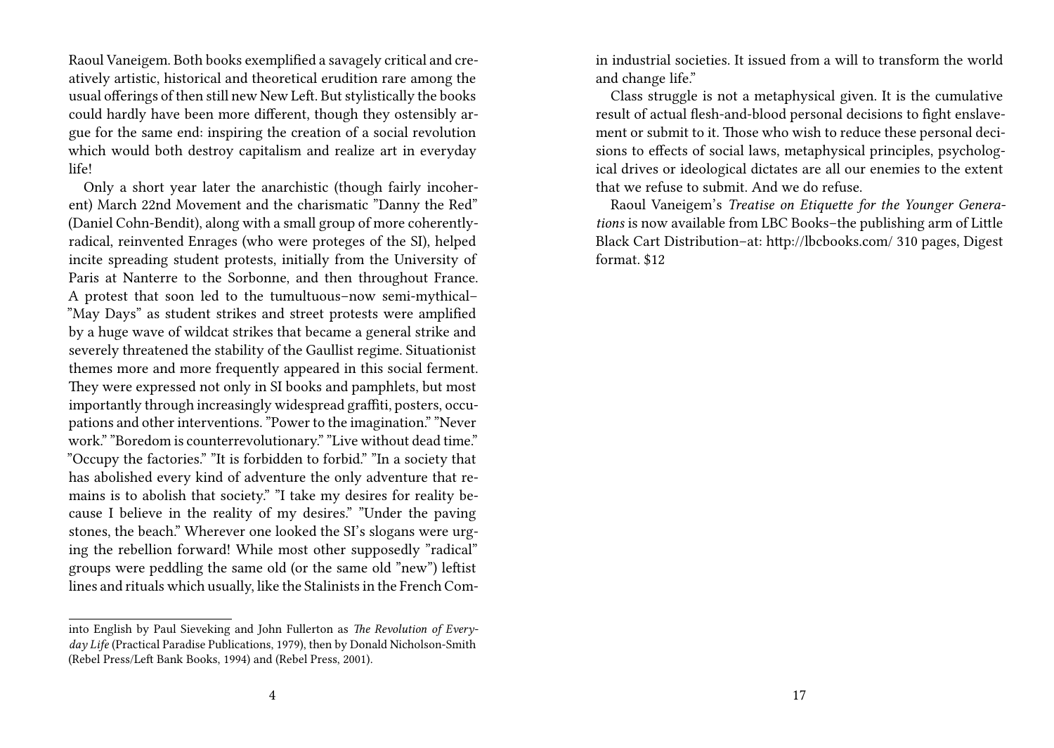Raoul Vaneigem. Both books exemplified a savagely critical and creatively artistic, historical and theoretical erudition rare among the usual offerings of then still new New Left. But stylistically the books could hardly have been more different, though they ostensibly argue for the same end: inspiring the creation of a social revolution which would both destroy capitalism and realize art in everyday life!

Only a short year later the anarchistic (though fairly incoherent) March 22nd Movement and the charismatic "Danny the Red" (Daniel Cohn-Bendit), along with a small group of more coherently-radical, reinvented Enrages (who were proteges of the SI), helped incite spreading student protests, initially from the University of Paris at Nanterre to the Sorbonne, and then throughout France. A protest that soon led to the tumultuous–now semi-mythical–"May Days" as student strikes and street protests were amplified by a huge wave of wildcat strikes that became a general strike and severely threatened the stability of the Gaullist regime. Situationist themes more and more frequently appeared in this social ferment. They were expressed not only in SI books and pamphlets, but most importantly through increasingly widespread graffiti, posters, occupations and other interventions. "Power to the imagination." "Never work." "Boredom is counterrevolutionary." "Live without dead time." "Occupy the factories." "It is forbidden to forbid." "In a society that has abolished every kind of adventure the only adventure that remains is to abolish that society." "I take my desires for reality because I believe in the reality of my desires." "Under the paving stones, the beach." Wherever one looked the SI's slogans were urging the rebellion forward! While most other supposedly "radical" groups were peddling the same old (or the same old "new") leftist lines and rituals which usually, like the Stalinists in the French Com-

into English by Paul Sieveking and John Fullerton as *The Revolution of Everyday Life* (Practical Paradise Publications, 1979), then by Donald Nicholson-Smith (Rebel Press/Left Bank Books, 1994) and (Rebel Press, 2001).

in industrial societies. It issued from a will to transform the world and change life."

Class struggle is not a metaphysical given. It is the cumulative result of actual flesh-and-blood personal decisions to fight enslavement or submit to it. Those who wish to reduce these personal decisions to effects of social laws, metaphysical principles, psychological drives or ideological dictates are all our enemies to the extent that we refuse to submit. And we do refuse.

Raoul Vaneigem's *Treatise on Etiquette for the Younger Generations* is now available from LBC Books–the publishing arm of Little Black Cart Distribution–at: http://lbcbooks.com/ 310 pages, Digest format. $12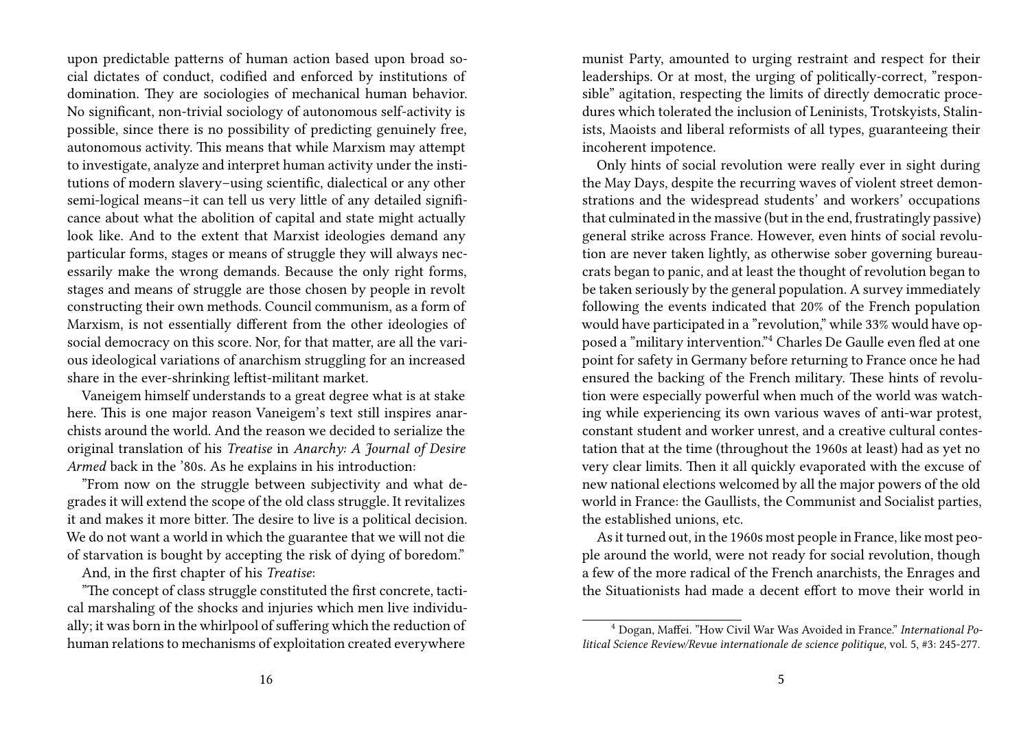upon predictable patterns of human action based upon broad social dictates of conduct, codified and enforced by institutions of domination. They are sociologies of mechanical human behavior. No significant, non-trivial sociology of autonomous self-activity is possible, since there is no possibility of predicting genuinely free, autonomous activity. This means that while Marxism may attempt to investigate, analyze and interpret human activity under the institutions of modern slavery–using scientific, dialectical or any other semi-logical means–it can tell us very little of any detailed significance about what the abolition of capital and state might actually look like. And to the extent that Marxist ideologies demand any particular forms, stages or means of struggle they will always necessarily make the wrong demands. Because the only right forms, stages and means of struggle are those chosen by people in revolt constructing their own methods. Council communism, as a form of Marxism, is not essentially different from the other ideologies of social democracy on this score. Nor, for that matter, are all the various ideological variations of anarchism struggling for an increased share in the ever-shrinking leftist-militant market.

Vaneigem himself understands to a great degree what is at stake here. This is one major reason Vaneigem's text still inspires anarchists around the world. And the reason we decided to serialize the original translation of his *Treatise* in *Anarchy: A Journal of Desire Armed* back in the '80s. As he explains in his introduction:

"From now on the struggle between subjectivity and what degrades it will extend the scope of the old class struggle. It revitalizes it and makes it more bitter. The desire to live is a political decision. We do not want a world in which the guarantee that we will not die of starvation is bought by accepting the risk of dying of boredom."

And, in the first chapter of his *Treatise*:

"The concept of class struggle constituted the first concrete, tactical marshaling of the shocks and injuries which men live individually; it was born in the whirlpool of suffering which the reduction of human relations to mechanisms of exploitation created everywhere

munist Party, amounted to urging restraint and respect for their leaderships. Or at most, the urging of politically-correct, "responsible" agitation, respecting the limits of directly democratic procedures which tolerated the inclusion of Leninists, Trotskyists, Stalinists, Maoists and liberal reformists of all types, guaranteeing their incoherent impotence.

Only hints of social revolution were really ever in sight during the May Days, despite the recurring waves of violent street demonstrations and the widespread students' and workers' occupations that culminated in the massive (but in the end, frustratingly passive) general strike across France. However, even hints of social revolution are never taken lightly, as otherwise sober governing bureaucrats began to panic, and at least the thought of revolution began to be taken seriously by the general population. A survey immediately following the events indicated that 20% of the French population would have participated in a "revolution," while 33% would have opposed a "military intervention."[4] Charles De Gaulle even fled at one point for safety in Germany before returning to France once he had ensured the backing of the French military. These hints of revolution were especially powerful when much of the world was watching while experiencing its own various waves of anti-war protest, constant student and worker unrest, and a creative cultural contestation that at the time (throughout the 1960s at least) had as yet no very clear limits. Then it all quickly evaporated with the excuse of new national elections welcomed by all the major powers of the old world in France: the Gaullists, the Communist and Socialist parties, the established unions, etc.

As it turned out, in the 1960s most people in France, like most people around the world, were not ready for social revolution, though a few of the more radical of the French anarchists, the Enrages and the Situationists had made a decent effort to move their world in

[4] Dogan, Maffei. "How Civil War Was Avoided in France." *International Political Science Review/Revue internationale de science politique*, vol. 5, #3: 245-277.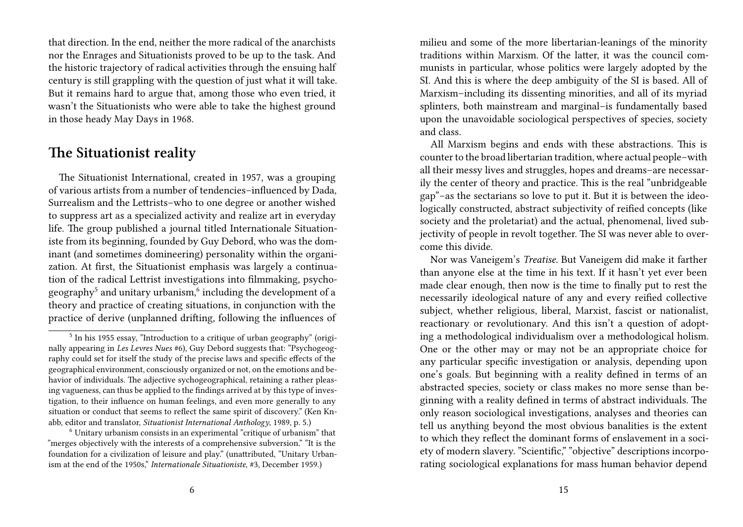that direction. In the end, neither the more radical of the anarchists nor the Enrages and Situationists proved to be up to the task. And the historic trajectory of radical activities through the ensuing half century is still grappling with the question of just what it will take. But it remains hard to argue that, among those who even tried, it wasn't the Situationists who were able to take the highest ground in those heady May Days in 1968.

## The Situationist reality

The Situationist International, created in 1957, was a grouping of various artists from a number of tendencies–influenced by Dada, Surrealism and the Lettrists–who to one degree or another wished to suppress art as a specialized activity and realize art in everyday life. The group published a journal titled Internationale Situationiste from its beginning, founded by Guy Debord, who was the dominant (and sometimes domineering) personality within the organization. At first, the Situationist emphasis was largely a continuation of the radical Lettrist investigations into filmmaking, psychogeography[5] and unitary urbanism,[6] including the development of a theory and practice of creating situations, in conjunction with the practice of derive (unplanned drifting, following the influences of

[5] In his 1955 essay, "Introduction to a critique of urban geography" (originally appearing in *Les Levres Nues* #6), Guy Debord suggests that: "Psychogeography could set for itself the study of the precise laws and specific effects of the geographical environment, consciously organized or not, on the emotions and behavior of individuals. The adjective sychogeographical, retaining a rather pleasing vagueness, can thus be applied to the findings arrived at by this type of investigation, to their influence on human feelings, and even more generally to any situation or conduct that seems to reflect the same spirit of discovery." (Ken Knabb, editor and translator, *Situationist International Anthology*, 1989, p. 5.)

[6] Unitary urbanism consists in an experimental "critique of urbanism" that "merges objectively with the interests of a comprehensive subversion." "It is the foundation for a civilization of leisure and play." (unattributed, "Unitary Urbanism at the end of the 1950s," *Internationale Situationiste*, #3, December 1959.)

milieu and some of the more libertarian-leanings of the minority traditions within Marxism. Of the latter, it was the council communists in particular, whose politics were largely adopted by the SI. And this is where the deep ambiguity of the SI is based. All of Marxism–including its dissenting minorities, and all of its myriad splinters, both mainstream and marginal–is fundamentally based upon the unavoidable sociological perspectives of species, society and class.

All Marxism begins and ends with these abstractions. This is counter to the broad libertarian tradition, where actual people–with all their messy lives and struggles, hopes and dreams–are necessarily the center of theory and practice. This is the real "unbridgeable gap"–as the sectarians so love to put it. But it is between the ideologically constructed, abstract subjectivity of reified concepts (like society and the proletariat) and the actual, phenomenal, lived subjectivity of people in revolt together. The SI was never able to overcome this divide.

Nor was Vaneigem's *Treatise*. But Vaneigem did make it farther than anyone else at the time in his text. If it hasn't yet ever been made clear enough, then now is the time to finally put to rest the necessarily ideological nature of any and every reified collective subject, whether religious, liberal, Marxist, fascist or nationalist, reactionary or revolutionary. And this isn't a question of adopting a methodological individualism over a methodological holism. One or the other may or may not be an appropriate choice for any particular specific investigation or analysis, depending upon one's goals. But beginning with a reality defined in terms of an abstracted species, society or class makes no more sense than beginning with a reality defined in terms of abstract individuals. The only reason sociological investigations, analyses and theories can tell us anything beyond the most obvious banalities is the extent to which they reflect the dominant forms of enslavement in a society of modern slavery. "Scientific," "objective" descriptions incorporating sociological explanations for mass human behavior depend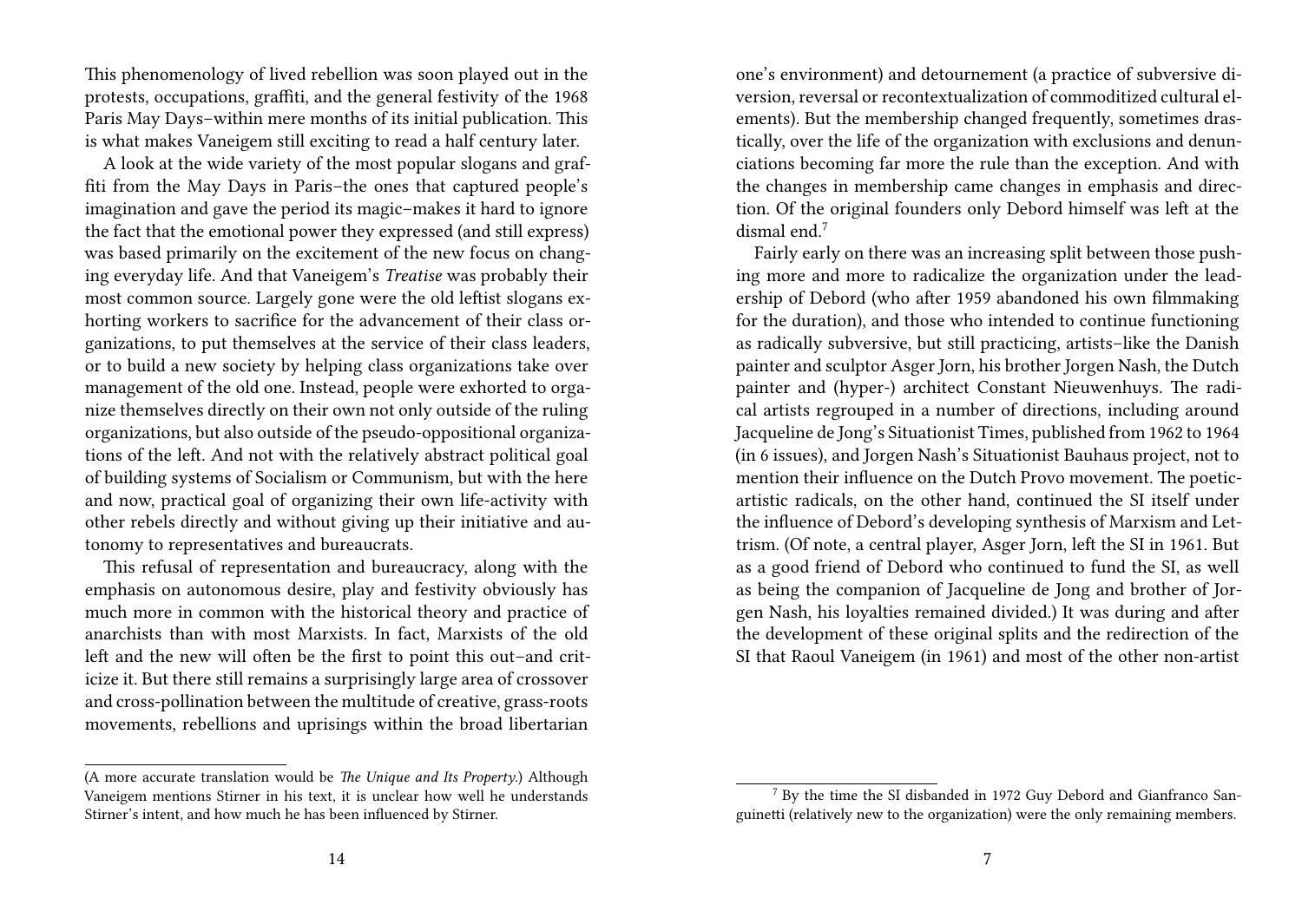This phenomenology of lived rebellion was soon played out in the protests, occupations, graffiti, and the general festivity of the 1968 Paris May Days–within mere months of its initial publication. This is what makes Vaneigem still exciting to read a half century later.

A look at the wide variety of the most popular slogans and graffiti from the May Days in Paris–the ones that captured people's imagination and gave the period its magic–makes it hard to ignore the fact that the emotional power they expressed (and still express) was based primarily on the excitement of the new focus on changing everyday life. And that Vaneigem's *Treatise* was probably their most common source. Largely gone were the old leftist slogans exhorting workers to sacrifice for the advancement of their class organizations, to put themselves at the service of their class leaders, or to build a new society by helping class organizations take over management of the old one. Instead, people were exhorted to organize themselves directly on their own not only outside of the ruling organizations, but also outside of the pseudo-oppositional organizations of the left. And not with the relatively abstract political goal of building systems of Socialism or Communism, but with the here and now, practical goal of organizing their own life-activity with other rebels directly and without giving up their initiative and autonomy to representatives and bureaucrats.

This refusal of representation and bureaucracy, along with the emphasis on autonomous desire, play and festivity obviously has much more in common with the historical theory and practice of anarchists than with most Marxists. In fact, Marxists of the old left and the new will often be the first to point this out–and criticize it. But there still remains a surprisingly large area of crossover and cross-pollination between the multitude of creative, grass-roots movements, rebellions and uprisings within the broad libertarian

(A more accurate translation would be *The Unique and Its Property*.) Although Vaneigem mentions Stirner in his text, it is unclear how well he understands Stirner's intent, and how much he has been influenced by Stirner.

one's environment) and detournement (a practice of subversive diversion, reversal or recontextualization of commoditized cultural elements). But the membership changed frequently, sometimes drastically, over the life of the organization with exclusions and denunciations becoming far more the rule than the exception. And with the changes in membership came changes in emphasis and direction. Of the original founders only Debord himself was left at the dismal end.[7]

Fairly early on there was an increasing split between those pushing more and more to radicalize the organization under the leadership of Debord (who after 1959 abandoned his own filmmaking for the duration), and those who intended to continue functioning as radically subversive, but still practicing, artists–like the Danish painter and sculptor Asger Jorn, his brother Jorgen Nash, the Dutch painter and (hyper-) architect Constant Nieuwenhuys. The radical artists regrouped in a number of directions, including around Jacqueline de Jong's Situationist Times, published from 1962 to 1964 (in 6 issues), and Jorgen Nash's Situationist Bauhaus project, not to mention their influence on the Dutch Provo movement. The poetic-artistic radicals, on the other hand, continued the SI itself under the influence of Debord's developing synthesis of Marxism and Lettrism. (Of note, a central player, Asger Jorn, left the SI in 1961. But as a good friend of Debord who continued to fund the SI, as well as being the companion of Jacqueline de Jong and brother of Jorgen Nash, his loyalties remained divided.) It was during and after the development of these original splits and the redirection of the SI that Raoul Vaneigem (in 1961) and most of the other non-artist

[7] By the time the SI disbanded in 1972 Guy Debord and Gianfranco Sanguinetti (relatively new to the organization) were the only remaining members.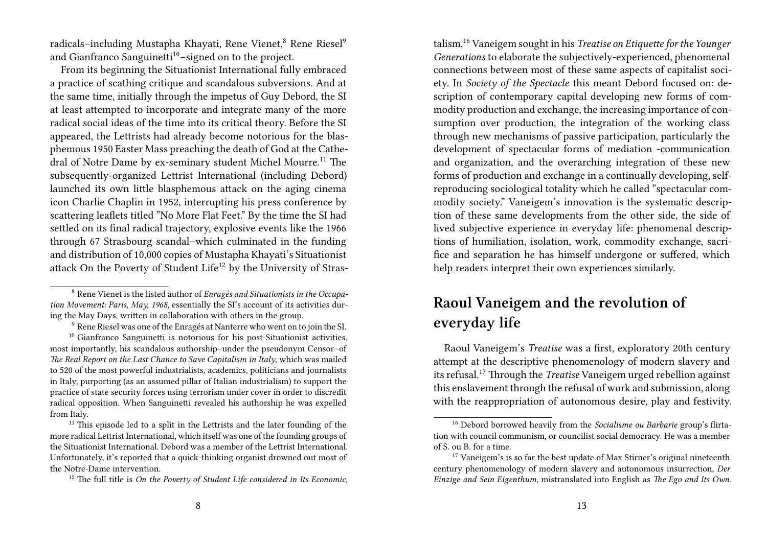radicals–including Mustapha Khayati, Rene Vienet,[8] Rene Riesel[9] and Gianfranco Sanguinetti[10]–signed on to the project.

From its beginning the Situationist International fully embraced a practice of scathing critique and scandalous subversions. And at the same time, initially through the impetus of Guy Debord, the SI at least attempted to incorporate and integrate many of the more radical social ideas of the time into its critical theory. Before the SI appeared, the Lettrists had already become notorious for the blasphemous 1950 Easter Mass preaching the death of God at the Cathedral of Notre Dame by ex-seminary student Michel Mourre.[11] The subsequently-organized Lettrist International (including Debord) launched its own little blasphemous attack on the aging cinema icon Charlie Chaplin in 1952, interrupting his press conference by scattering leaflets titled "No More Flat Feet." By the time the SI had settled on its final radical trajectory, explosive events like the 1966 through 67 Strasbourg scandal–which culminated in the funding and distribution of 10,000 copies of Mustapha Khayati's Situationist attack On the Poverty of Student Life[12] by the University of Strasbourg

[8] Rene Vienet is the listed author of *Enragés and Situationists in the Occupation Movement: Paris, May, 1968*, essentially the SI's account of its activities during the May Days, written in collaboration with others in the group.

[9] Rene Riesel was one of the Enragés at Nanterre who went on to join the SI.

[10] Gianfranco Sanguinetti is notorious for his post-Situationist activities, most importantly, his scandalous authorship–under the pseudonym Censor–of *The Real Report on the Last Chance to Save Capitalism in Italy*, which was mailed to 520 of the most powerful industrialists, academics, politicians and journalists in Italy, purporting (as an assumed pillar of Italian industrialism) to support the practice of state security forces using terrorism under cover in order to discredit radical opposition. When Sanguinetti revealed his authorship he was expelled from Italy.

[11] This episode led to a split in the Lettrists and the later founding of the more radical Lettrist International, which itself was one of the founding groups of the Situationist International. Debord was a member of the Lettrist International. Unfortunately, it's reported that a quick-thinking organist drowned out most of the Notre-Dame intervention.

[12] The full title is *On the Poverty of Student Life considered in Its Economic,*

talism,[16] Vaneigem sought in his *Treatise on Etiquette for the Younger Generations* to elaborate the subjectively-experienced, phenomenal connections between most of these same aspects of capitalist society. In *Society of the Spectacle* this meant Debord focused on: description of contemporary capital developing new forms of commodity production and exchange, the increasing importance of consumption over production, the integration of the working class through new mechanisms of passive participation, particularly the development of spectacular forms of mediation -communication and organization, and the overarching integration of these new forms of production and exchange in a continually developing, self-reproducing sociological totality which he called "spectacular commodity society." Vaneigem's innovation is the systematic description of these same developments from the other side, the side of lived subjective experience in everyday life: phenomenal descriptions of humiliation, isolation, work, commodity exchange, sacrifice and separation he has himself undergone or suffered, which help readers interpret their own experiences similarly.

## Raoul Vaneigem and the revolution of everyday life

Raoul Vaneigem's *Treatise* was a first, exploratory 20th century attempt at the descriptive phenomenology of modern slavery and its refusal.[17] Through the *Treatise* Vaneigem urged rebellion against this enslavement through the refusal of work and submission, along with the reappropriation of autonomous desire, play and festivity.

[16] Debord borrowed heavily from the *Socialisme ou Barbarie* group's flirtation with council communism, or councilist social democracy. He was a member of S. ou B. for a time.

[17] Vaneigem's is so far the best update of Max Stirner's original nineteenth century phenomenology of modern slavery and autonomous insurrection, *Der Einzige and Sein Eigenthum*, mistranslated into English as *The Ego and Its Own.*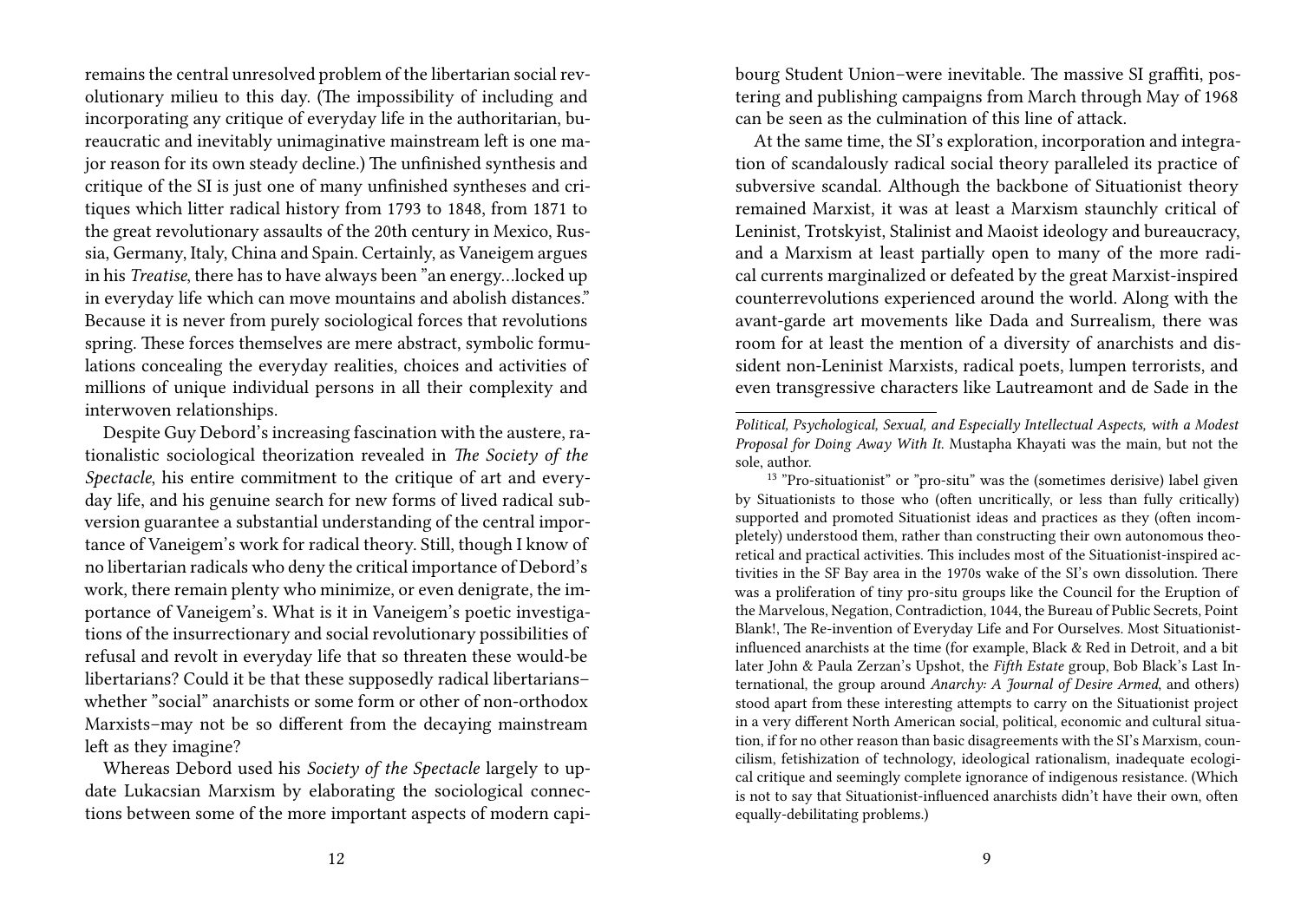remains the central unresolved problem of the libertarian social revolutionary milieu to this day. (The impossibility of including and incorporating any critique of everyday life in the authoritarian, bureaucratic and inevitably unimaginative mainstream left is one major reason for its own steady decline.) The unfinished synthesis and critique of the SI is just one of many unfinished syntheses and critiques which litter radical history from 1793 to 1848, from 1871 to the great revolutionary assaults of the 20th century in Mexico, Russia, Germany, Italy, China and Spain. Certainly, as Vaneigem argues in his *Treatise*, there has to have always been "an energy…locked up in everyday life which can move mountains and abolish distances." Because it is never from purely sociological forces that revolutions spring. These forces themselves are mere abstract, symbolic formulations concealing the everyday realities, choices and activities of millions of unique individual persons in all their complexity and interwoven relationships.

Despite Guy Debord's increasing fascination with the austere, rationalistic sociological theorization revealed in *The Society of the Spectacle*, his entire commitment to the critique of art and everyday life, and his genuine search for new forms of lived radical subversion guarantee a substantial understanding of the central importance of Vaneigem's work for radical theory. Still, though I know of no libertarian radicals who deny the critical importance of Debord's work, there remain plenty who minimize, or even denigrate, the importance of Vaneigem's. What is it in Vaneigem's poetic investigations of the insurrectionary and social revolutionary possibilities of refusal and revolt in everyday life that so threaten these would-be libertarians? Could it be that these supposedly radical libertarians–whether "social" anarchists or some form or other of non-orthodox Marxists–may not be so different from the decaying mainstream left as they imagine?

Whereas Debord used his *Society of the Spectacle* largely to update Lukacsian Marxism by elaborating the sociological connections between some of the more important aspects of modern capi-

bourg Student Union–were inevitable. The massive SI graffiti, postering and publishing campaigns from March through May of 1968 can be seen as the culmination of this line of attack.

At the same time, the SI's exploration, incorporation and integration of scandalously radical social theory paralleled its practice of subversive scandal. Although the backbone of Situationist theory remained Marxist, it was at least a Marxism staunchly critical of Leninist, Trotskyist, Stalinist and Maoist ideology and bureaucracy, and a Marxism at least partially open to many of the more radical currents marginalized or defeated by the great Marxist-inspired counterrevolutions experienced around the world. Along with the avant-garde art movements like Dada and Surrealism, there was room for at least the mention of a diversity of anarchists and dissident non-Leninist Marxists, radical poets, lumpen terrorists, and even transgressive characters like Lautreamont and de Sade in the

---

*Political, Psychological, Sexual, and Especially Intellectual Aspects, with a Modest Proposal for Doing Away With It.* Mustapha Khayati was the main, but not the sole, author.

[13] "Pro-situationist" or "pro-situ" was the (sometimes derisive) label given by Situationists to those who (often uncritically, or less than fully critically) supported and promoted Situationist ideas and practices as they (often incompletely) understood them, rather than constructing their own autonomous theoretical and practical activities. This includes most of the Situationist-inspired activities in the SF Bay area in the 1970s wake of the SI's own dissolution. There was a proliferation of tiny pro-situ groups like the Council for the Eruption of the Marvelous, Negation, Contradiction, 1044, the Bureau of Public Secrets, Point Blank!, The Re-invention of Everyday Life and For Ourselves. Most Situationist-influenced anarchists at the time (for example, Black & Red in Detroit, and a bit later John & Paula Zerzan's Upshot, the *Fifth Estate* group, Bob Black's Last International, the group around *Anarchy: A Journal of Desire Armed*, and others) stood apart from these interesting attempts to carry on the Situationist project in a very different North American social, political, economic and cultural situation, if for no other reason than basic disagreements with the SI's Marxism, councilism, fetishization of technology, ideological rationalism, inadequate ecological critique and seemingly complete ignorance of indigenous resistance. (Which is not to say that Situationist-influenced anarchists didn't have their own, often equally-debilitating problems.)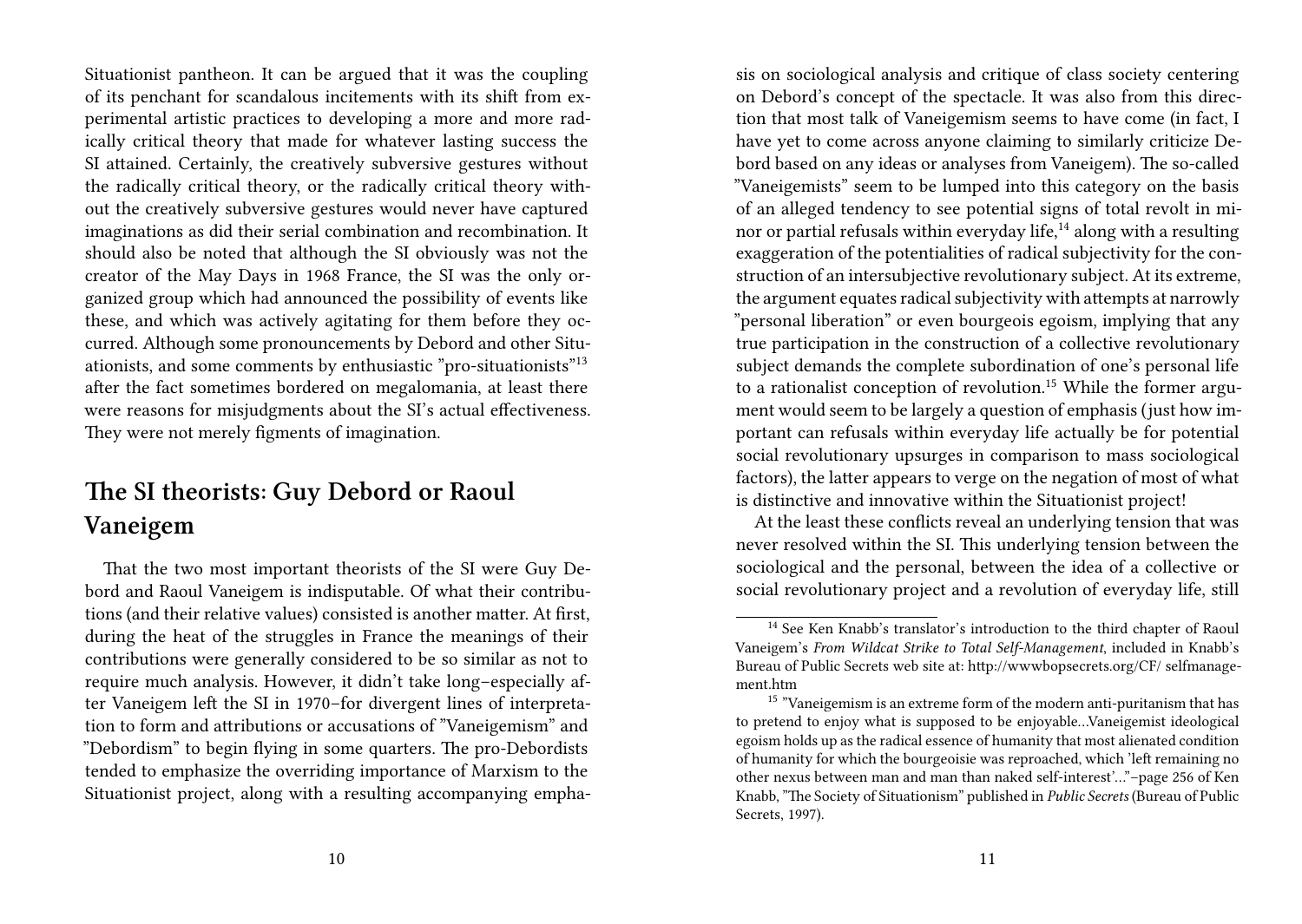Situationist pantheon. It can be argued that it was the coupling of its penchant for scandalous incitements with its shift from experimental artistic practices to developing a more and more radically critical theory that made for whatever lasting success the SI attained. Certainly, the creatively subversive gestures without the radically critical theory, or the radically critical theory without the creatively subversive gestures would never have captured imaginations as did their serial combination and recombination. It should also be noted that although the SI obviously was not the creator of the May Days in 1968 France, the SI was the only organized group which had announced the possibility of events like these, and which was actively agitating for them before they occurred. Although some pronouncements by Debord and other Situationists, and some comments by enthusiastic "pro-situationists"[13] after the fact sometimes bordered on megalomania, at least there were reasons for misjudgments about the SI's actual effectiveness. They were not merely figments of imagination.

## The SI theorists: Guy Debord or Raoul Vaneigem

That the two most important theorists of the SI were Guy Debord and Raoul Vaneigem is indisputable. Of what their contributions (and their relative values) consisted is another matter. At first, during the heat of the struggles in France the meanings of their contributions were generally considered to be so similar as not to require much analysis. However, it didn't take long–especially after Vaneigem left the SI in 1970–for divergent lines of interpretation to form and attributions or accusations of "Vaneigemism" and "Debordism" to begin flying in some quarters. The pro-Debordists tended to emphasize the overriding importance of Marxism to the Situationist project, along with a resulting accompanying emphasis on sociological analysis and critique of class society centering on Debord's concept of the spectacle. It was also from this direction that most talk of Vaneigemism seems to have come (in fact, I have yet to come across anyone claiming to similarly criticize Debord based on any ideas or analyses from Vaneigem). The so-called "Vaneigemists" seem to be lumped into this category on the basis of an alleged tendency to see potential signs of total revolt in minor or partial refusals within everyday life,[14] along with a resulting exaggeration of the potentialities of radical subjectivity for the construction of an intersubjective revolutionary subject. At its extreme, the argument equates radical subjectivity with attempts at narrowly "personal liberation" or even bourgeois egoism, implying that any true participation in the construction of a collective revolutionary subject demands the complete subordination of one's personal life to a rationalist conception of revolution.[15] While the former argument would seem to be largely a question of emphasis (just how important can refusals within everyday life actually be for potential social revolutionary upsurges in comparison to mass sociological factors), the latter appears to verge on the negation of most of what is distinctive and innovative within the Situationist project!

At the least these conflicts reveal an underlying tension that was never resolved within the SI. This underlying tension between the sociological and the personal, between the idea of a collective or social revolutionary project and a revolution of everyday life, still

[14] See Ken Knabb's translator's introduction to the third chapter of Raoul Vaneigem's *From Wildcat Strike to Total Self-Management*, included in Knabb's Bureau of Public Secrets web site at: http://wwwbopsecrets.org/CF/ selfmanagement.htm

[15] "Vaneigemism is an extreme form of the modern anti-puritanism that has to pretend to enjoy what is supposed to be enjoyable…Vaneigemist ideological egoism holds up as the radical essence of humanity that most alienated condition of humanity for which the bourgeoisie was reproached, which 'left remaining no other nexus between man and man than naked self-interest'…"–page 256 of Ken Knabb, "The Society of Situationism" published in *Public Secrets* (Bureau of Public Secrets, 1997).